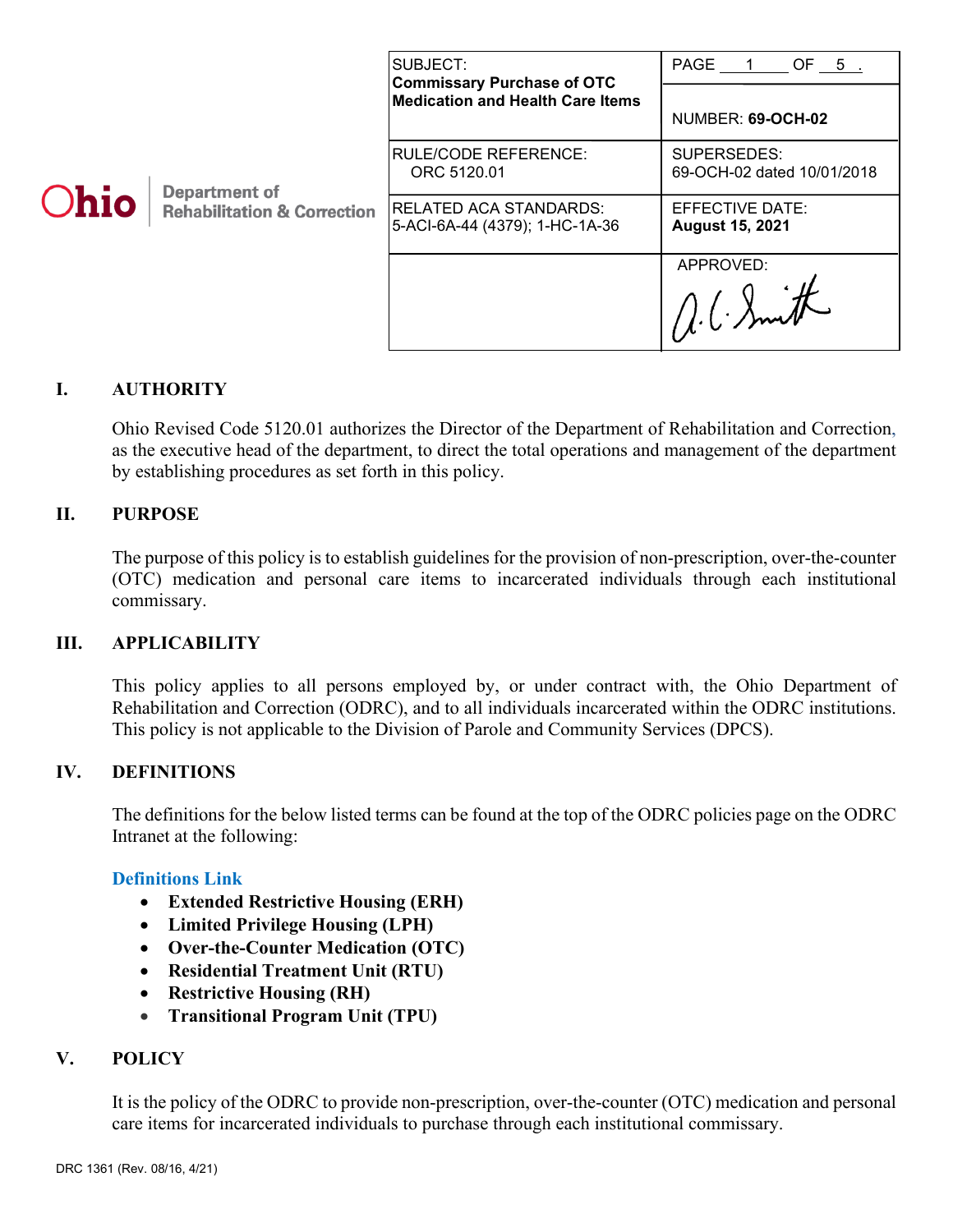| Ohio Department of Rehabilitation & Correction | SUBJECT: **Commissary Purchase of OTC Medication and Health Care Items** | PAGE 1 OF 5 . NUMBER: **69-OCH-02** |
|---|---|---|
| | RULE/CODE REFERENCE: ORC 5120.01 | SUPERSEDES: 69-OCH-02 dated 10/01/2018 |
| | RELATED ACA STANDARDS: 5-ACI-6A-44 (4379); 1-HC-1A-36 | EFFECTIVE DATE: **August 15, 2021** |
| | | APPROVED: A.C. Smith |

## I. AUTHORITY

Ohio Revised Code 5120.01 authorizes the Director of the Department of Rehabilitation and Correction, as the executive head of the department, to direct the total operations and management of the department by establishing procedures as set forth in this policy.

## II. PURPOSE

The purpose of this policy is to establish guidelines for the provision of non-prescription, over-the-counter (OTC) medication and personal care items to incarcerated individuals through each institutional commissary.

## III. APPLICABILITY

This policy applies to all persons employed by, or under contract with, the Ohio Department of Rehabilitation and Correction (ODRC), and to all individuals incarcerated within the ODRC institutions. This policy is not applicable to the Division of Parole and Community Services (DPCS).

## IV. DEFINITIONS

The definitions for the below listed terms can be found at the top of the ODRC policies page on the ODRC Intranet at the following:

**Definitions Link**

- **Extended Restrictive Housing (ERH)**
- **Limited Privilege Housing (LPH)**
- **Over-the-Counter Medication (OTC)**
- **Residential Treatment Unit (RTU)**
- **Restrictive Housing (RH)**
- **Transitional Program Unit (TPU)**

## V. POLICY

It is the policy of the ODRC to provide non-prescription, over-the-counter (OTC) medication and personal care items for incarcerated individuals to purchase through each institutional commissary.

DRC 1361 (Rev. 08/16, 4/21)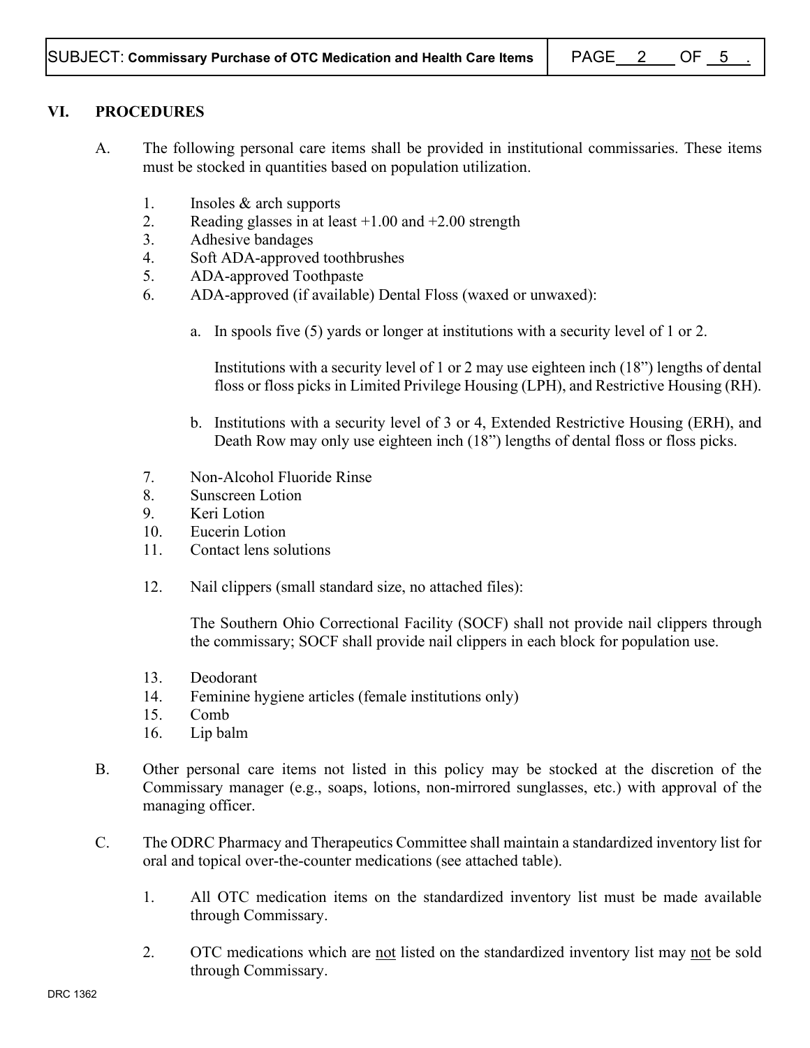## VI. PROCEDURES

A. The following personal care items shall be provided in institutional commissaries. These items must be stocked in quantities based on population utilization.

1. Insoles & arch supports
2. Reading glasses in at least +1.00 and +2.00 strength
3. Adhesive bandages
4. Soft ADA-approved toothbrushes
5. ADA-approved Toothpaste
6. ADA-approved (if available) Dental Floss (waxed or unwaxed):

    a. In spools five (5) yards or longer at institutions with a security level of 1 or 2.

    Institutions with a security level of 1 or 2 may use eighteen inch (18") lengths of dental floss or floss picks in Limited Privilege Housing (LPH), and Restrictive Housing (RH).

    b. Institutions with a security level of 3 or 4, Extended Restrictive Housing (ERH), and Death Row may only use eighteen inch (18") lengths of dental floss or floss picks.

7. Non-Alcohol Fluoride Rinse
8. Sunscreen Lotion
9. Keri Lotion
10. Eucerin Lotion
11. Contact lens solutions
12. Nail clippers (small standard size, no attached files):

    The Southern Ohio Correctional Facility (SOCF) shall not provide nail clippers through the commissary; SOCF shall provide nail clippers in each block for population use.

13. Deodorant
14. Feminine hygiene articles (female institutions only)
15. Comb
16. Lip balm

B. Other personal care items not listed in this policy may be stocked at the discretion of the Commissary manager (e.g., soaps, lotions, non-mirrored sunglasses, etc.) with approval of the managing officer.

C. The ODRC Pharmacy and Therapeutics Committee shall maintain a standardized inventory list for oral and topical over-the-counter medications (see attached table).

1. All OTC medication items on the standardized inventory list must be made available through Commissary.
2. OTC medications which are <u>not</u> listed on the standardized inventory list may <u>not</u> be sold through Commissary.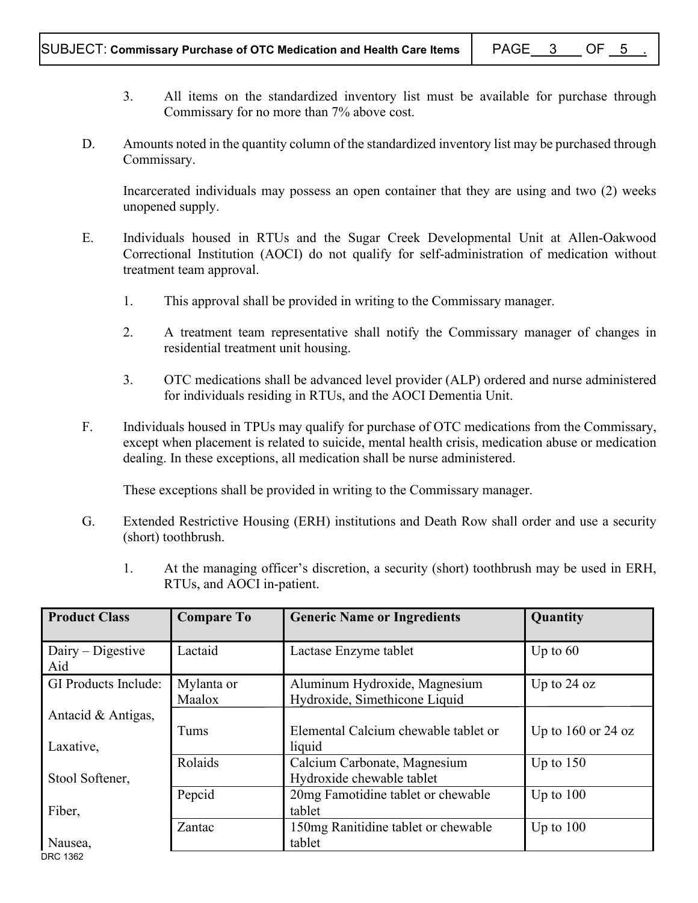3. All items on the standardized inventory list must be available for purchase through Commissary for no more than 7% above cost.

D. Amounts noted in the quantity column of the standardized inventory list may be purchased through Commissary.

   Incarcerated individuals may possess an open container that they are using and two (2) weeks unopened supply.

E. Individuals housed in RTUs and the Sugar Creek Developmental Unit at Allen-Oakwood Correctional Institution (AOCI) do not qualify for self-administration of medication without treatment team approval.

   1. This approval shall be provided in writing to the Commissary manager.

   2. A treatment team representative shall notify the Commissary manager of changes in residential treatment unit housing.

   3. OTC medications shall be advanced level provider (ALP) ordered and nurse administered for individuals residing in RTUs, and the AOCI Dementia Unit.

F. Individuals housed in TPUs may qualify for purchase of OTC medications from the Commissary, except when placement is related to suicide, mental health crisis, medication abuse or medication dealing. In these exceptions, all medication shall be nurse administered.

   These exceptions shall be provided in writing to the Commissary manager.

G. Extended Restrictive Housing (ERH) institutions and Death Row shall order and use a security (short) toothbrush.

   1. At the managing officer's discretion, a security (short) toothbrush may be used in ERH, RTUs, and AOCI in-patient.

| Product Class | Compare To | Generic Name or Ingredients | Quantity |
|---|---|---|---|
| Dairy – Digestive Aid | Lactaid | Lactase Enzyme tablet | Up to 60 |
| GI Products Include: | Mylanta or Maalox | Aluminum Hydroxide, Magnesium Hydroxide, Simethicone Liquid | Up to 24 oz |
| Antacid & Antigas, | Tums | Elemental Calcium chewable tablet or liquid | Up to 160 or 24 oz |
| Laxative, Stool Softener, | Rolaids | Calcium Carbonate, Magnesium Hydroxide chewable tablet | Up to 150 |
| Fiber, | Pepcid | 20mg Famotidine tablet or chewable tablet | Up to 100 |
| Nausea, | Zantac | 150mg Ranitidine tablet or chewable tablet | Up to 100 |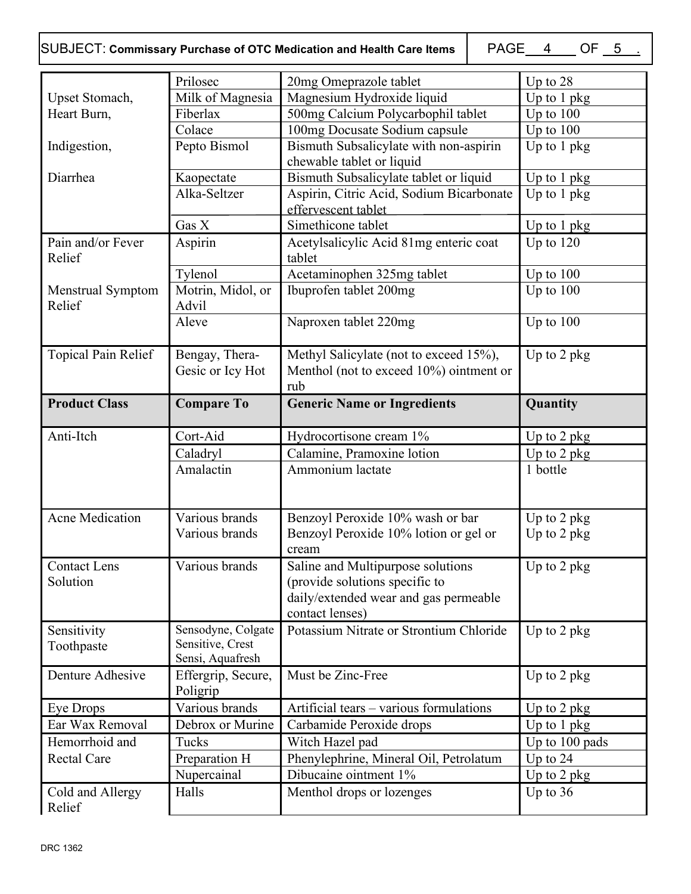SUBJECT: **Commissary Purchase of OTC Medication and Health Care Items**

| | | | |
|---|---|---|---|
| Upset Stomach, Heart Burn, Indigestion, Diarrhea | Prilosec | 20mg Omeprazole tablet | Up to 28 |
| | Milk of Magnesia | Magnesium Hydroxide liquid | Up to 1 pkg |
| | Fiberlax | 500mg Calcium Polycarbophil tablet | Up to 100 |
| | Colace | 100mg Docusate Sodium capsule | Up to 100 |
| | Pepto Bismol | Bismuth Subsalicylate with non-aspirin chewable tablet or liquid | Up to 1 pkg |
| | Kaopectate | Bismuth Subsalicylate tablet or liquid | Up to 1 pkg |
| | Alka-Seltzer | Aspirin, Citric Acid, Sodium Bicarbonate effervescent tablet | Up to 1 pkg |
| | Gas X | Simethicone tablet | Up to 1 pkg |
| Pain and/or Fever Relief, Menstrual Symptom Relief | Aspirin | Acetylsalicylic Acid 81mg enteric coat tablet | Up to 120 |
| | Tylenol | Acetaminophen 325mg tablet | Up to 100 |
| | Motrin, Midol, or Advil | Ibuprofen tablet 200mg | Up to 100 |
| | Aleve | Naproxen tablet 220mg | Up to 100 |
| Topical Pain Relief | Bengay, Thera-Gesic or Icy Hot | Methyl Salicylate (not to exceed 15%), Menthol (not to exceed 10%) ointment or rub | Up to 2 pkg |

| **Product Class** | **Compare To** | **Generic Name or Ingredients** | **Quantity** |
|---|---|---|---|
| Anti-Itch | Cort-Aid | Hydrocortisone cream 1% | Up to 2 pkg |
| | Caladryl | Calamine, Pramoxine lotion | Up to 2 pkg |
| | Amalactin | Ammonium lactate | 1 bottle |
| Acne Medication | Various brands | Benzoyl Peroxide 10% wash or bar | Up to 2 pkg |
| | Various brands | Benzoyl Peroxide 10% lotion or gel or cream | Up to 2 pkg |
| Contact Lens Solution | Various brands | Saline and Multipurpose solutions (provide solutions specific to daily/extended wear and gas permeable contact lenses) | Up to 2 pkg |
| Sensitivity Toothpaste | Sensodyne, Colgate Sensitive, Crest Sensi, Aquafresh | Potassium Nitrate or Strontium Chloride | Up to 2 pkg |
| Denture Adhesive | Effergrip, Secure, Poligrip | Must be Zinc-Free | Up to 2 pkg |
| Eye Drops | Various brands | Artificial tears – various formulations | Up to 2 pkg |
| Ear Wax Removal | Debrox or Murine | Carbamide Peroxide drops | Up to 1 pkg |
| Hemorrhoid and Rectal Care | Tucks | Witch Hazel pad | Up to 100 pads |
| | Preparation H | Phenylephrine, Mineral Oil, Petrolatum | Up to 24 |
| | Nupercainal | Dibucaine ointment 1% | Up to 2 pkg |
| Cold and Allergy Relief | Halls | Menthol drops or lozenges | Up to 36 |

DRC 1362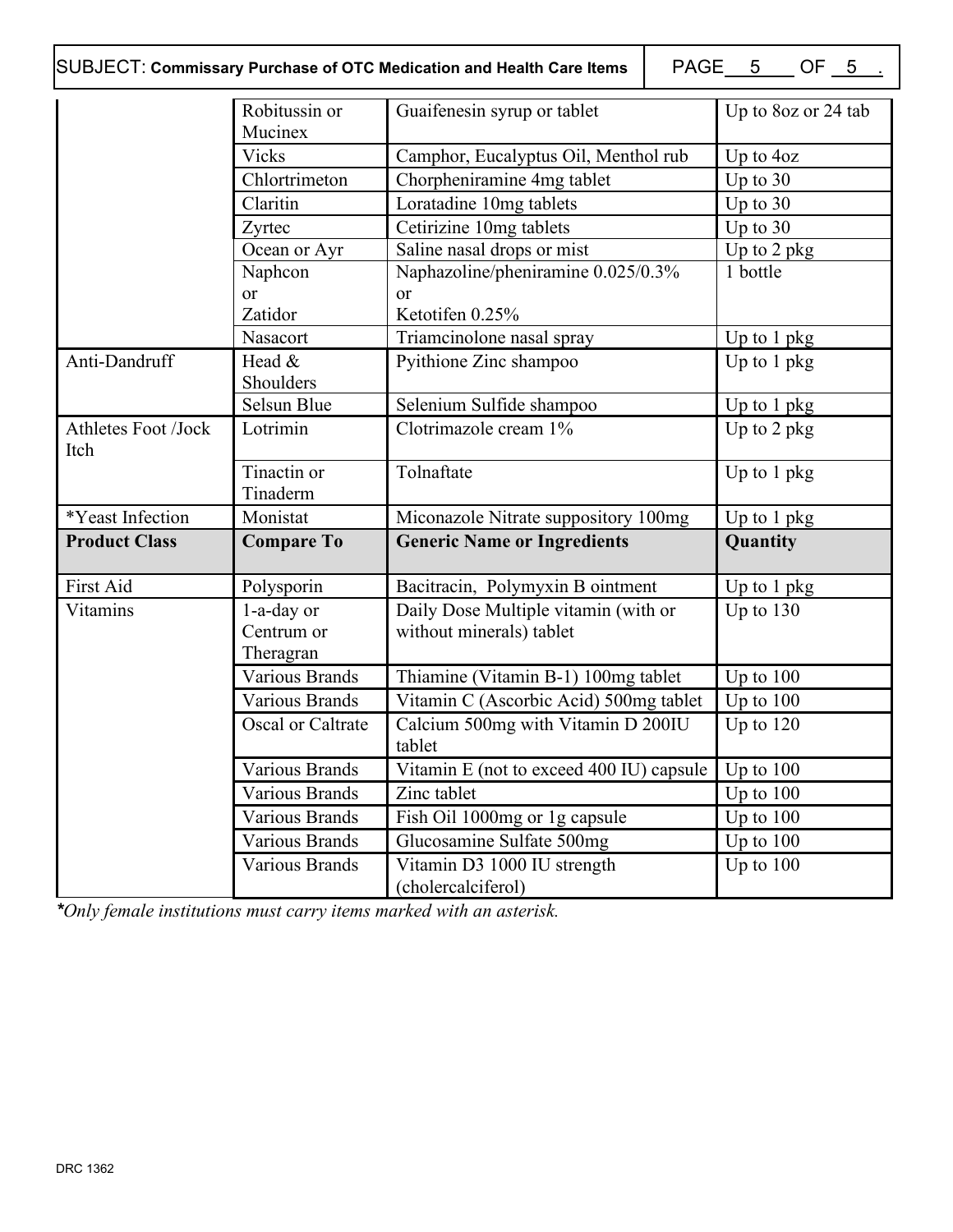| | | | |
|---|---|---|---|
| | Robitussin or Mucinex | Guaifenesin syrup or tablet | Up to 8oz or 24 tab |
| | Vicks | Camphor, Eucalyptus Oil, Menthol rub | Up to 4oz |
| | Chlortrimeton | Chorpheniramine 4mg tablet | Up to 30 |
| | Claritin | Loratadine 10mg tablets | Up to 30 |
| | Zyrtec | Cetirizine 10mg tablets | Up to 30 |
| | Ocean or Ayr | Saline nasal drops or mist | Up to 2 pkg |
| | Naphcon or Zatidor | Naphazoline/pheniramine 0.025/0.3% or Ketotifen 0.25% | 1 bottle |
| | Nasacort | Triamcinolone nasal spray | Up to 1 pkg |
| Anti-Dandruff | Head & Shoulders | Pyithione Zinc shampoo | Up to 1 pkg |
| | Selsun Blue | Selenium Sulfide shampoo | Up to 1 pkg |
| Athletes Foot /Jock Itch | Lotrimin | Clotrimazole cream 1% | Up to 2 pkg |
| | Tinactin or Tinaderm | Tolnaftate | Up to 1 pkg |
| *Yeast Infection | Monistat | Miconazole Nitrate suppository 100mg | Up to 1 pkg |
| **Product Class** | **Compare To** | **Generic Name or Ingredients** | **Quantity** |
| First Aid | Polysporin | Bacitracin, Polymyxin B ointment | Up to 1 pkg |
| Vitamins | 1-a-day or Centrum or Theragran | Daily Dose Multiple vitamin (with or without minerals) tablet | Up to 130 |
| | Various Brands | Thiamine (Vitamin B-1) 100mg tablet | Up to 100 |
| | Various Brands | Vitamin C (Ascorbic Acid) 500mg tablet | Up to 100 |
| | Oscal or Caltrate | Calcium 500mg with Vitamin D 200IU tablet | Up to 120 |
| | Various Brands | Vitamin E (not to exceed 400 IU) capsule | Up to 100 |
| | Various Brands | Zinc tablet | Up to 100 |
| | Various Brands | Fish Oil 1000mg or 1g capsule | Up to 100 |
| | Various Brands | Glucosamine Sulfate 500mg | Up to 100 |
| | Various Brands | Vitamin D3 1000 IU strength (cholercalciferol) | Up to 100 |

***Only female institutions must carry items marked with an asterisk.***

DRC 1362